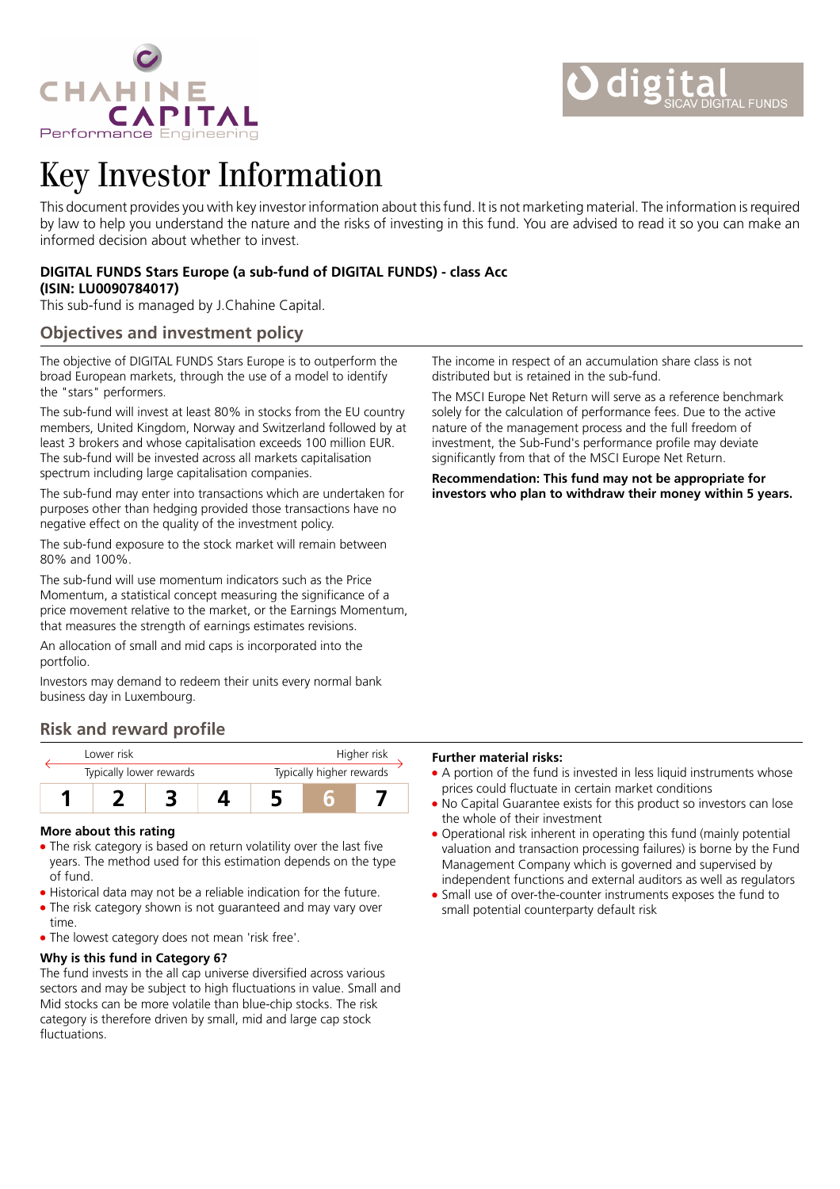# Key Investor Information

This document provides you with key investor information about this fund. It is not marketing material. The information is required by law to help you understand the nature and the risks of investing in this fund. You are advised to read it so you can make an informed decision about whether to invest.

**DIGITAL FUNDS Stars Europe (a sub-fund of DIGITAL FUNDS) - class Acc**
**(ISIN: LU0090784017)**
This sub-fund is managed by J.Chahine Capital.

## Objectives and investment policy

The objective of DIGITAL FUNDS Stars Europe is to outperform the broad European markets, through the use of a model to identify the "stars" performers.

The sub-fund will invest at least 80% in stocks from the EU country members, United Kingdom, Norway and Switzerland followed by at least 3 brokers and whose capitalisation exceeds 100 million EUR. The sub-fund will be invested across all markets capitalisation spectrum including large capitalisation companies.

The sub-fund may enter into transactions which are undertaken for purposes other than hedging provided those transactions have no negative effect on the quality of the investment policy.

The sub-fund exposure to the stock market will remain between 80% and 100%.

The sub-fund will use momentum indicators such as the Price Momentum, a statistical concept measuring the significance of a price movement relative to the market, or the Earnings Momentum, that measures the strength of earnings estimates revisions.

An allocation of small and mid caps is incorporated into the portfolio.

Investors may demand to redeem their units every normal bank business day in Luxembourg.

The income in respect of an accumulation share class is not distributed but is retained in the sub-fund.

The MSCI Europe Net Return will serve as a reference benchmark solely for the calculation of performance fees. Due to the active nature of the management process and the full freedom of investment, the Sub-Fund's performance profile may deviate significantly from that of the MSCI Europe Net Return.

**Recommendation: This fund may not be appropriate for investors who plan to withdraw their money within 5 years.**

## Risk and reward profile

| Lower risk | | | | | | Higher risk |
|---|---|---|---|---|---|---|
| Typically lower rewards | | | | | | Typically higher rewards |
| 1 | 2 | 3 | 4 | 5 | **6** | 7 |

### More about this rating

- The risk category is based on return volatility over the last five years. The method used for this estimation depends on the type of fund.
- Historical data may not be a reliable indication for the future.
- The risk category shown is not guaranteed and may vary over time.
- The lowest category does not mean 'risk free'.

### Why is this fund in Category 6?

The fund invests in the all cap universe diversified across various sectors and may be subject to high fluctuations in value. Small and Mid stocks can be more volatile than blue-chip stocks. The risk category is therefore driven by small, mid and large cap stock fluctuations.

### Further material risks:

- A portion of the fund is invested in less liquid instruments whose prices could fluctuate in certain market conditions
- No Capital Guarantee exists for this product so investors can lose the whole of their investment
- Operational risk inherent in operating this fund (mainly potential valuation and transaction processing failures) is borne by the Fund Management Company which is governed and supervised by independent functions and external auditors as well as regulators
- Small use of over-the-counter instruments exposes the fund to small potential counterparty default risk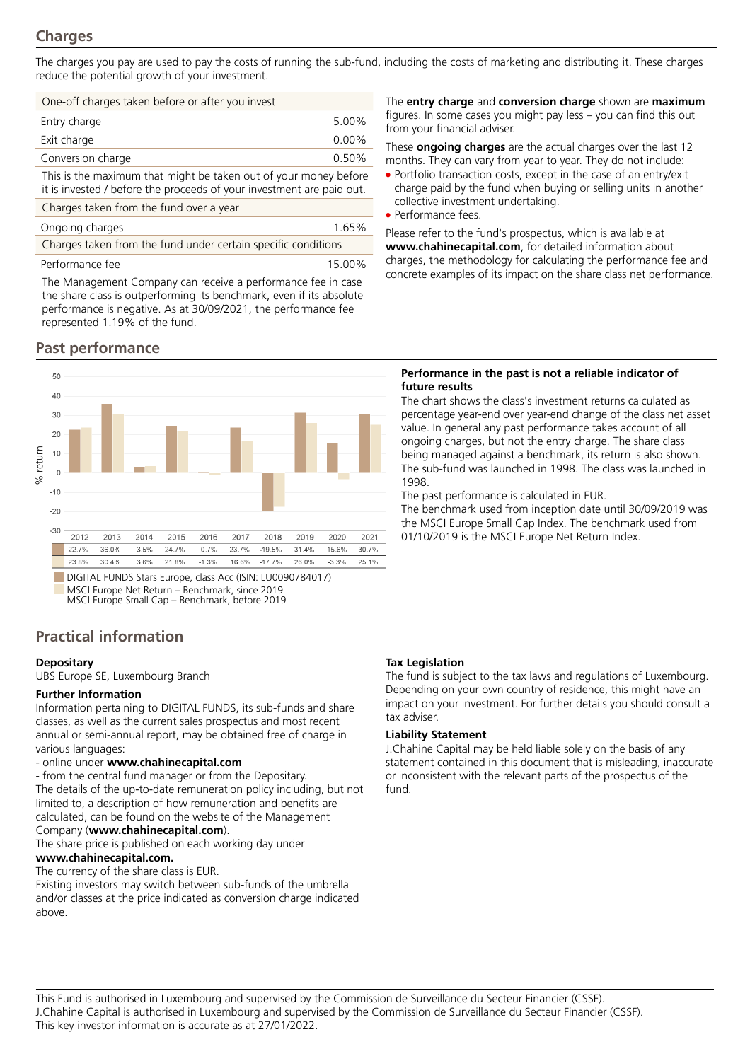## Charges

The charges you pay are used to pay the costs of running the sub-fund, including the costs of marketing and distributing it. These charges reduce the potential growth of your investment.

| One-off charges taken before or after you invest | |
|---|---|
| Entry charge | 5.00% |
| Exit charge | 0.00% |
| Conversion charge | 0.50% |
| This is the maximum that might be taken out of your money before it is invested / before the proceeds of your investment are paid out. | |
| **Charges taken from the fund over a year** | |
| Ongoing charges | 1.65% |
| **Charges taken from the fund under certain specific conditions** | |
| Performance fee | 15.00% |
| The Management Company can receive a performance fee in case the share class is outperforming its benchmark, even if its absolute performance is negative. As at 30/09/2021, the performance fee represented 1.19% of the fund. | |

The **entry charge** and **conversion charge** shown are **maximum** figures. In some cases you might pay less – you can find this out from your financial adviser.

These **ongoing charges** are the actual charges over the last 12 months. They can vary from year to year. They do not include:

- Portfolio transaction costs, except in the case of an entry/exit charge paid by the fund when buying or selling units in another collective investment undertaking.
- Performance fees.

Please refer to the fund's prospectus, which is available at **www.chahinecapital.com**, for detailed information about charges, the methodology for calculating the performance fee and concrete examples of its impact on the share class net performance.

## Past performance

% return

50
40
30
20
10
0
-10
-20
-30

2012 2013 2014 2015 2016 2017 2018 2019 2020 2021

22.7% 36.0% 3.5% 24.7% 0.7% 23.7% -19.5% 31.4% 15.6% 30.7%

23.8% 30.4% 3.6% 21.8% -1.3% 16.6% -17.7% 26.0% -3.3% 25.1%

DIGITAL FUNDS Stars Europe, class Acc (ISIN: LU0090784017)

MSCI Europe Net Return – Benchmark, since 2019

MSCI Europe Small Cap – Benchmark, before 2019

**Performance in the past is not a reliable indicator of future results**

The chart shows the class's investment returns calculated as percentage year-end over year-end change of the class net asset value. In general any past performance takes account of all ongoing charges, but not the entry charge. The share class being managed against a benchmark, its return is also shown. The sub-fund was launched in 1998. The class was launched in 1998.

The past performance is calculated in EUR.

The benchmark used from inception date until 30/09/2019 was the MSCI Europe Small Cap Index. The benchmark used from 01/10/2019 is the MSCI Europe Net Return Index.

## Practical information

**Depositary**

UBS Europe SE, Luxembourg Branch

**Further Information**

Information pertaining to DIGITAL FUNDS, its sub-funds and share classes, as well as the current sales prospectus and most recent annual or semi-annual report, may be obtained free of charge in various languages:

- online under **www.chahinecapital.com**
- from the central fund manager or from the Depositary.

The details of the up-to-date remuneration policy including, but not limited to, a description of how remuneration and benefits are calculated, can be found on the website of the Management Company (**www.chahinecapital.com**).

The share price is published on each working day under **www.chahinecapital.com.**

The currency of the share class is EUR.

Existing investors may switch between sub-funds of the umbrella and/or classes at the price indicated as conversion charge indicated above.

**Tax Legislation**

The fund is subject to the tax laws and regulations of Luxembourg. Depending on your own country of residence, this might have an impact on your investment. For further details you should consult a tax adviser.

**Liability Statement**

J.Chahine Capital may be held liable solely on the basis of any statement contained in this document that is misleading, inaccurate or inconsistent with the relevant parts of the prospectus of the fund.

This Fund is authorised in Luxembourg and supervised by the Commission de Surveillance du Secteur Financier (CSSF).
J.Chahine Capital is authorised in Luxembourg and supervised by the Commission de Surveillance du Secteur Financier (CSSF).
This key investor information is accurate as at 27/01/2022.